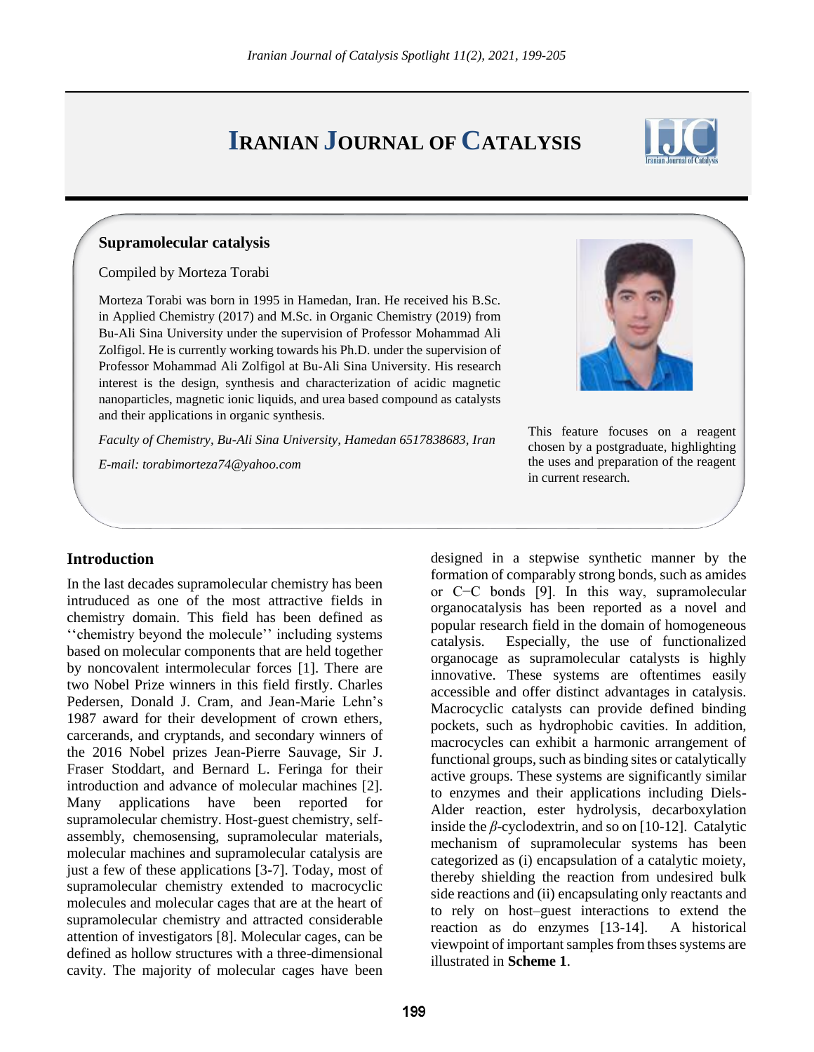# Iranian Journal of Catalysis

## Supramolecular catalysis

Compiled by Morteza Torabi

Morteza Torabi was born in 1995 in Hamedan, Iran. He received his B.Sc. in Applied Chemistry (2017) and M.Sc. in Organic Chemistry (2019) from Bu-Ali Sina University under the supervision of Professor Mohammad Ali Zolfigol. He is currently working towards his Ph.D. under the supervision of Professor Mohammad Ali Zolfigol at Bu-Ali Sina University. His research interest is the design, synthesis and characterization of acidic magnetic nanoparticles, magnetic ionic liquids, and urea based compound as catalysts and their applications in organic synthesis.

*Faculty of Chemistry, Bu-Ali Sina University, Hamedan 6517838683, Iran*

*E-mail: torabimorteza74@yahoo.com*

This feature focuses on a reagent chosen by a postgraduate, highlighting the uses and preparation of the reagent in current research.

## Introduction

In the last decades supramolecular chemistry has been intruduced as one of the most attractive fields in chemistry domain. This field has been defined as ''chemistry beyond the molecule'' including systems based on molecular components that are held together by noncovalent intermolecular forces [1]. There are two Nobel Prize winners in this field firstly. Charles Pedersen, Donald J. Cram, and Jean-Marie Lehn's 1987 award for their development of crown ethers, carcerands, and cryptands, and secondary winners of the 2016 Nobel prizes Jean-Pierre Sauvage, Sir J. Fraser Stoddart, and Bernard L. Feringa for their introduction and advance of molecular machines [2]. Many applications have been reported for supramolecular chemistry. Host-guest chemistry, self-assembly, chemosensing, supramolecular materials, molecular machines and supramolecular catalysis are just a few of these applications [3-7]. Today, most of supramolecular chemistry extended to macrocyclic molecules and molecular cages that are at the heart of supramolecular chemistry and attracted considerable attention of investigators [8]. Molecular cages, can be defined as hollow structures with a three-dimensional cavity. The majority of molecular cages have been designed in a stepwise synthetic manner by the formation of comparably strong bonds, such as amides or C−C bonds [9]. In this way, supramolecular organocatalysis has been reported as a novel and popular research field in the domain of homogeneous catalysis. Especially, the use of functionalized organocage as supramolecular catalysts is highly innovative. These systems are oftentimes easily accessible and offer distinct advantages in catalysis. Macrocyclic catalysts can provide defined binding pockets, such as hydrophobic cavities. In addition, macrocycles can exhibit a harmonic arrangement of functional groups, such as binding sites or catalytically active groups. These systems are significantly similar to enzymes and their applications including Diels-Alder reaction, ester hydrolysis, decarboxylation inside the *β*-cyclodextrin, and so on [10-12]. Catalytic mechanism of supramolecular systems has been categorized as (i) encapsulation of a catalytic moiety, thereby shielding the reaction from undesired bulk side reactions and (ii) encapsulating only reactants and to rely on host–guest interactions to extend the reaction as do enzymes [13-14]. A historical viewpoint of important samples from thses systems are illustrated in **Scheme 1**.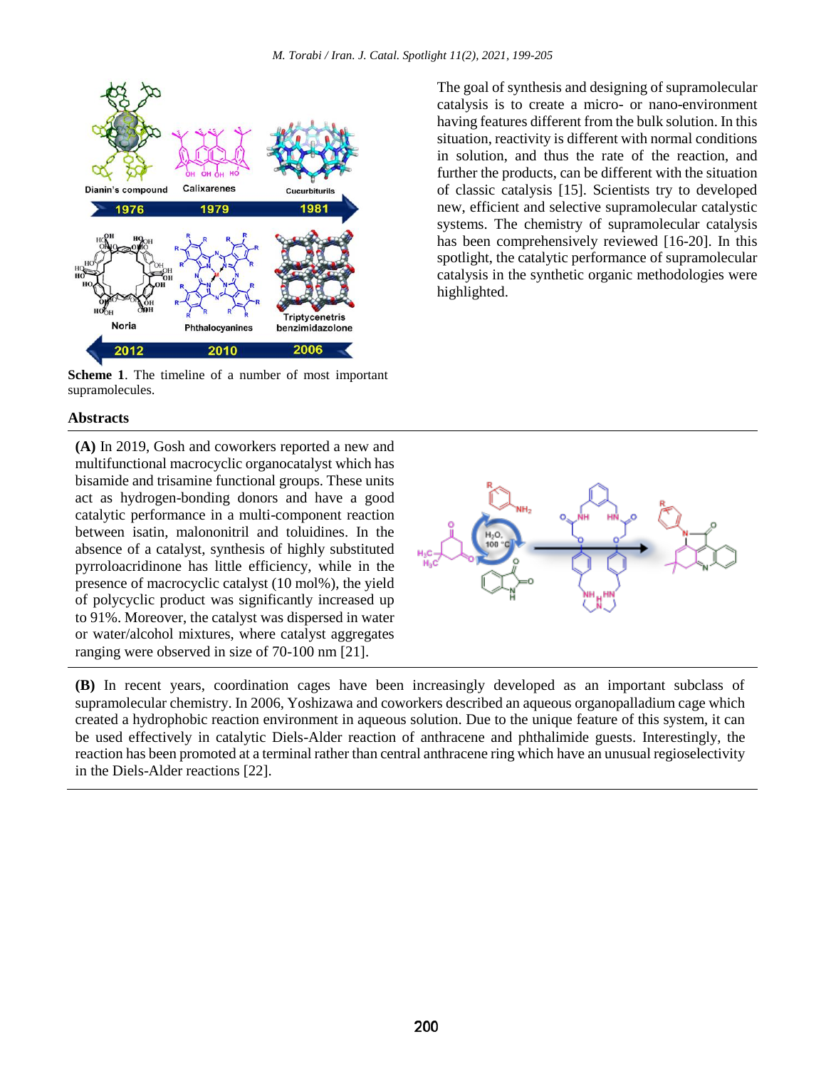Scheme 1. The timeline of a number of most important supramolecules.

The goal of synthesis and designing of supramolecular catalysis is to create a micro- or nano-environment having features different from the bulk solution. In this situation, reactivity is different with normal conditions in solution, and thus the rate of the reaction, and further the products, can be different with the situation of classic catalysis [15]. Scientists try to developed new, efficient and selective supramolecular catalytic systems. The chemistry of supramolecular catalysis has been comprehensively reviewed [16-20]. In this spotlight, the catalytic performance of supramolecular catalysis in the synthetic organic methodologies were highlighted.

## Abstracts

**(A)** In 2019, Gosh and coworkers reported a new and multifunctional macrocyclic organocatalyst which has bisamide and trisamine functional groups. These units act as hydrogen-bonding donors and have a good catalytic performance in a multi-component reaction between isatin, malononitril and toluidines. In the absence of a catalyst, synthesis of highly substituted pyrroloacridinone has little efficiency, while in the presence of macrocyclic catalyst (10 mol%), the yield of polycyclic product was significantly increased up to 91%. Moreover, the catalyst was dispersed in water or water/alcohol mixtures, where catalyst aggregates ranging were observed in size of 70-100 nm [21].

**(B)** In recent years, coordination cages have been increasingly developed as an important subclass of supramolecular chemistry. In 2006, Yoshizawa and coworkers described an aqueous organopalladium cage which created a hydrophobic reaction environment in aqueous solution. Due to the unique feature of this system, it can be used effectively in catalytic Diels-Alder reaction of anthracene and phthalimide guests. Interestingly, the reaction has been promoted at a terminal rather than central anthracene ring which have an unusual regioselectivity in the Diels-Alder reactions [22].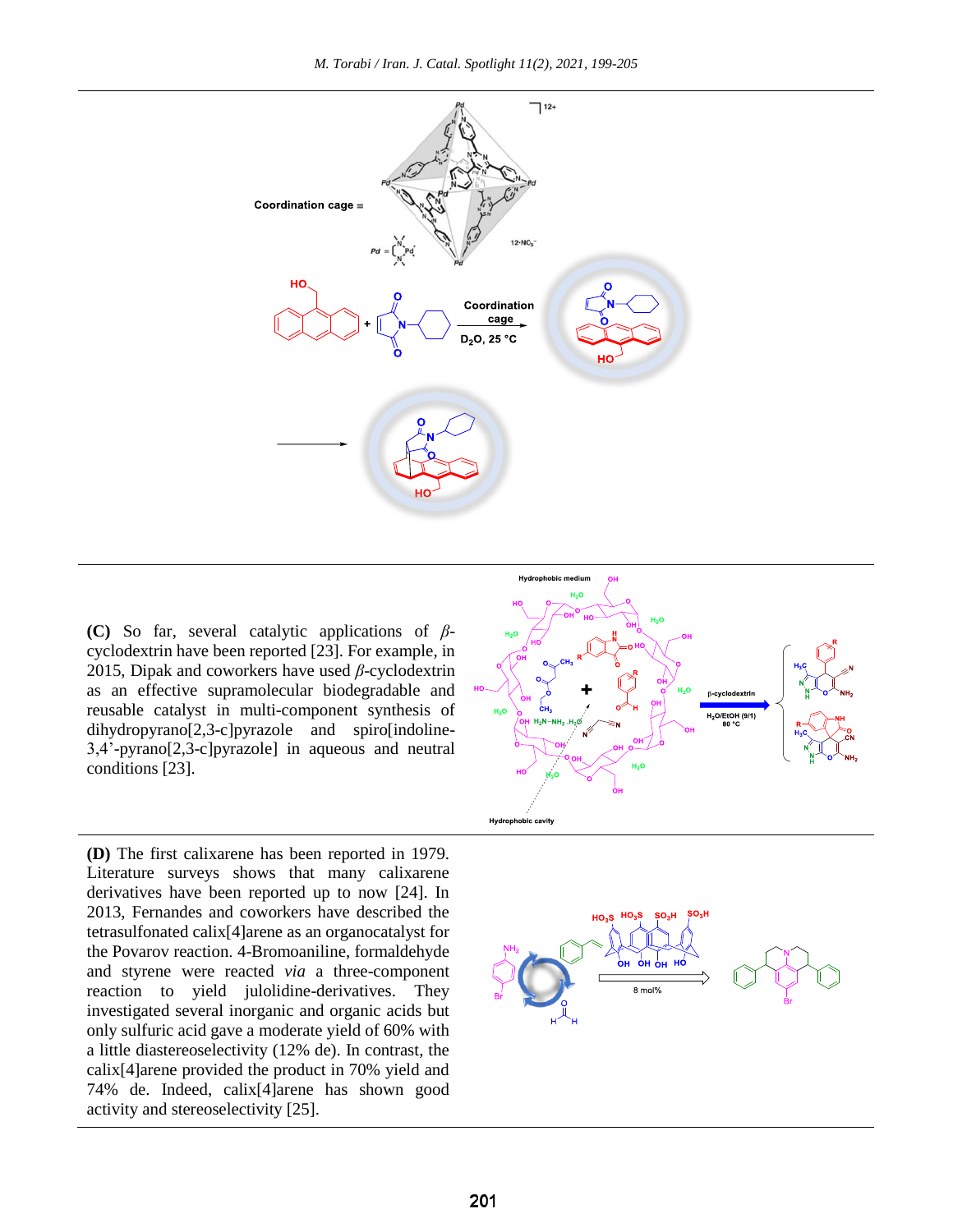**(C)** So far, several catalytic applications of $\beta$-cyclodextrin have been reported [23]. For example, in 2015, Dipak and coworkers have used $\beta$-cyclodextrin as an effective supramolecular biodegradable and reusable catalyst in multi-component synthesis of dihydropyrano[2,3-c]pyrazole and spiro[indoline-3,4'-pyrano[2,3-c]pyrazole] in aqueous and neutral conditions [23].

**(D)** The first calixarene has been reported in 1979. Literature surveys shows that many calixarene derivatives have been reported up to now [24]. In 2013, Fernandes and coworkers have described the tetrasulfonated calix[4]arene as an organocatalyst for the Povarov reaction. 4-Bromoaniline, formaldehyde and styrene were reacted *via* a three-component reaction to yield julolidine-derivatives. They investigated several inorganic and organic acids but only sulfuric acid gave a moderate yield of 60% with a little diastereoselectivity (12% de). In contrast, the calix[4]arene provided the product in 70% yield and 74% de. Indeed, calix[4]arene has shown good activity and stereoselectivity [25].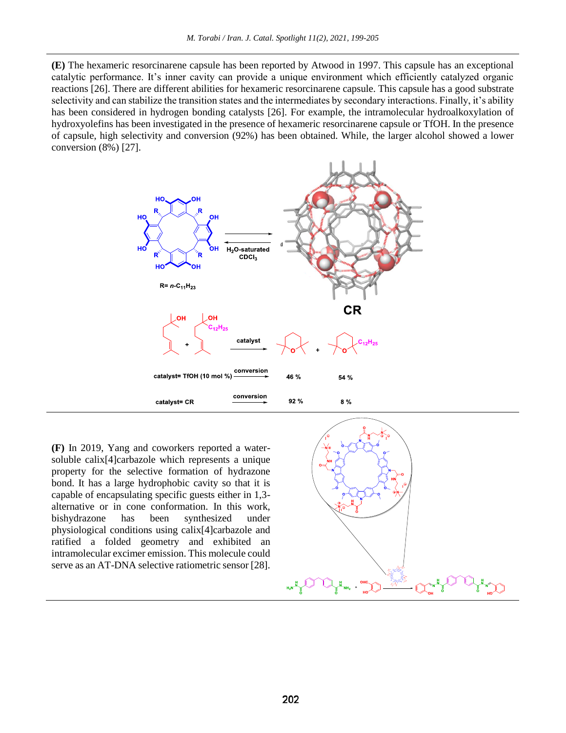**(E)** The hexameric resorcinarene capsule has been reported by Atwood in 1997. This capsule has an exceptional catalytic performance. It's inner cavity can provide a unique environment which efficiently catalyzed organic reactions [26]. There are different abilities for hexameric resorcinarene capsule. This capsule has a good substrate selectivity and can stabilize the transition states and the intermediates by secondary interactions. Finally, it's ability has been considered in hydrogen bonding catalysts [26]. For example, the intramolecular hydroalkoxylation of hydroxyolefins has been investigated in the presence of hexameric resorcinarene capsule or TfOH. In the presence of capsule, high selectivity and conversion (92%) has been obtained. While, the larger alcohol showed a lower conversion (8%) [27].

**(F)** In 2019, Yang and coworkers reported a water-soluble calix[4]carbazole which represents a unique property for the selective formation of hydrazone bond. It has a large hydrophobic cavity so that it is capable of encapsulating specific guests either in 1,3-alternative or in cone conformation. In this work, bishydrazone has been synthesized under physiological conditions using calix[4]carbazole and ratified a folded geometry and exhibited an intramolecular excimer emission. This molecule could serve as an AT-DNA selective ratiometric sensor [28].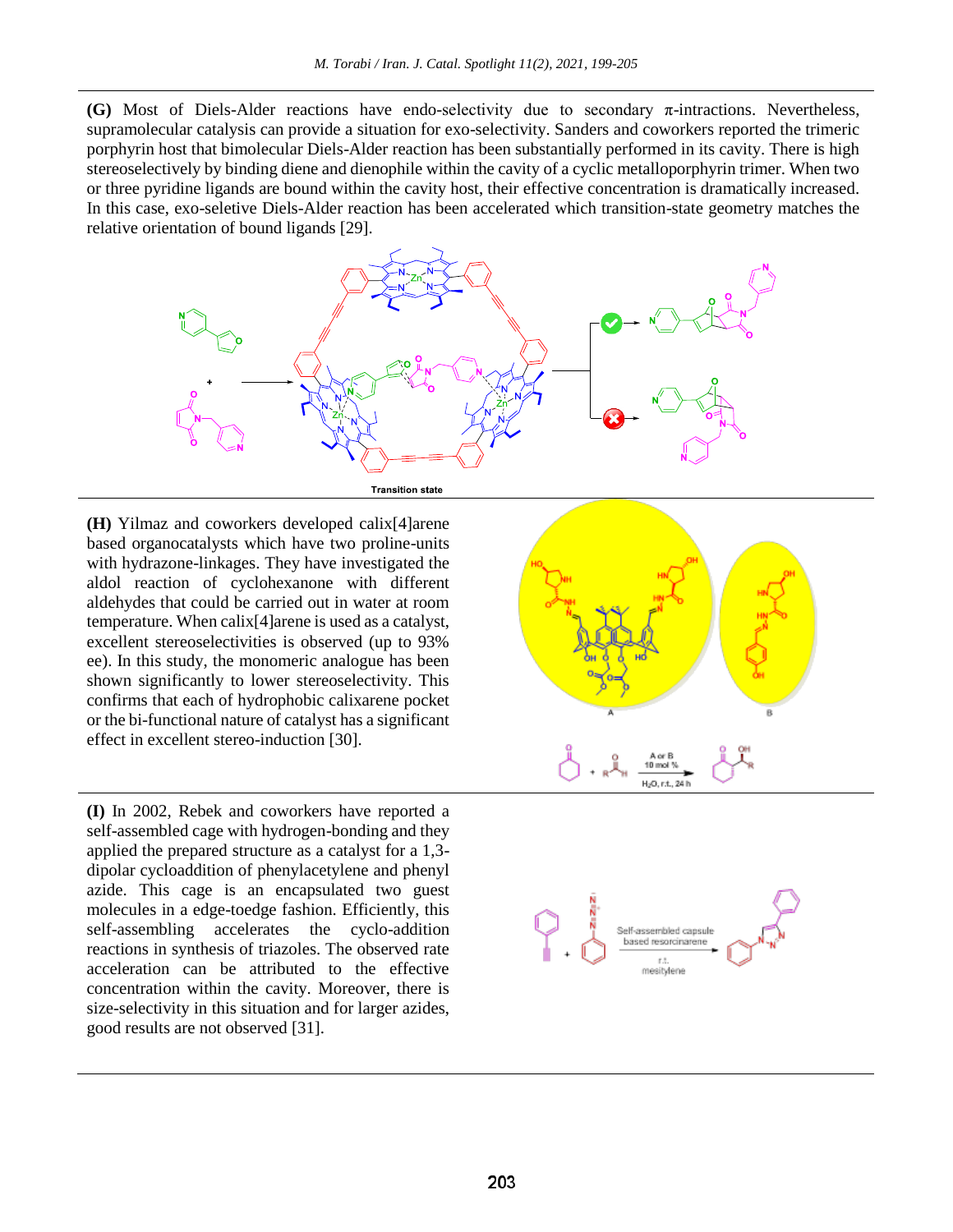**(G)** Most of Diels-Alder reactions have endo-selectivity due to secondary π-intractions. Nevertheless, supramolecular catalysis can provide a situation for exo-selectivity. Sanders and coworkers reported the trimeric porphyrin host that bimolecular Diels-Alder reaction has been substantially performed in its cavity. There is high stereoselectively by binding diene and dienophile within the cavity of a cyclic metalloporphyrin trimer. When two or three pyridine ligands are bound within the cavity host, their effective concentration is dramatically increased. In this case, exo-seletive Diels-Alder reaction has been accelerated which transition-state geometry matches the relative orientation of bound ligands [29].

Transition state

**(H)** Yilmaz and coworkers developed calix[4]arene based organocatalysts which have two proline-units with hydrazone-linkages. They have investigated the aldol reaction of cyclohexanone with different aldehydes that could be carried out in water at room temperature. When calix[4]arene is used as a catalyst, excellent stereoselectivities is observed (up to 93% ee). In this study, the monomeric analogue has been shown significantly to lower stereoselectivity. This confirms that each of hydrophobic calixarene pocket or the bi-functional nature of catalyst has a significant effect in excellent stereo-induction [30].

A or B 10 mol %, $H_2O$, r.t., 24 h

**(I)** In 2002, Rebek and coworkers have reported a self-assembled cage with hydrogen-bonding and they applied the prepared structure as a catalyst for a 1,3-dipolar cycloaddition of phenylacetylene and phenyl azide. This cage is an encapsulated two guest molecules in a edge-toedge fashion. Efficiently, this self-assembling accelerates the cyclo-addition reactions in synthesis of triazoles. The observed rate acceleration can be attributed to the effective concentration within the cavity. Moreover, there is size-selectivity in this situation and for larger azides, good results are not observed [31].

Self-assembled capsule based resorcinarene, r.t., mesitylene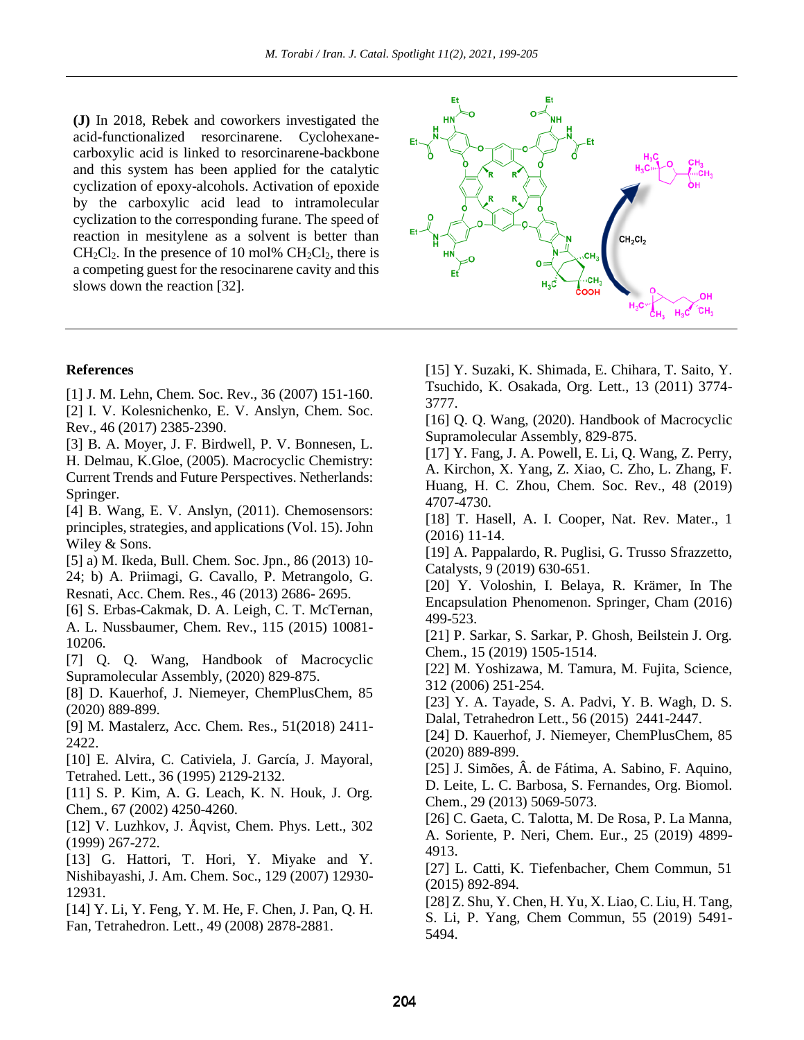**(J)** In 2018, Rebek and coworkers investigated the acid-functionalized resorcinarene. Cyclohexane-carboxylic acid is linked to resorcinarene-backbone and this system has been applied for the catalytic cyclization of epoxy-alcohols. Activation of epoxide by the carboxylic acid lead to intramolecular cyclization to the corresponding furane. The speed of reaction in mesitylene as a solvent is better than $CH_2Cl_2$. In the presence of 10 mol% $CH_2Cl_2$, there is a competing guest for the resocinarene cavity and this slows down the reaction [32].

## References

[1] J. M. Lehn, Chem. Soc. Rev., 36 (2007) 151-160.

[2] I. V. Kolesnichenko, E. V. Anslyn, Chem. Soc. Rev., 46 (2017) 2385-2390.

[3] B. A. Moyer, J. F. Birdwell, P. V. Bonnesen, L. H. Delmau, K.Gloe, (2005). Macrocyclic Chemistry: Current Trends and Future Perspectives. Netherlands: Springer.

[4] B. Wang, E. V. Anslyn, (2011). Chemosensors: principles, strategies, and applications (Vol. 15). John Wiley & Sons.

[5] a) M. Ikeda, Bull. Chem. Soc. Jpn., 86 (2013) 10-24; b) A. Priimagi, G. Cavallo, P. Metrangolo, G. Resnati, Acc. Chem. Res., 46 (2013) 2686- 2695.

[6] S. Erbas-Cakmak, D. A. Leigh, C. T. McTernan, A. L. Nussbaumer, Chem. Rev., 115 (2015) 10081-10206.

[7] Q. Q. Wang, Handbook of Macrocyclic Supramolecular Assembly, (2020) 829-875.

[8] D. Kauerhof, J. Niemeyer, ChemPlusChem, 85 (2020) 889-899.

[9] M. Mastalerz, Acc. Chem. Res., 51(2018) 2411-2422.

[10] E. Alvira, C. Cativiela, J. García, J. Mayoral, Tetrahed. Lett., 36 (1995) 2129-2132.

[11] S. P. Kim, A. G. Leach, K. N. Houk, J. Org. Chem., 67 (2002) 4250-4260.

[12] V. Luzhkov, J. Åqvist, Chem. Phys. Lett., 302 (1999) 267-272.

[13] G. Hattori, T. Hori, Y. Miyake and Y. Nishibayashi, J. Am. Chem. Soc., 129 (2007) 12930-12931.

[14] Y. Li, Y. Feng, Y. M. He, F. Chen, J. Pan, Q. H. Fan, Tetrahedron. Lett., 49 (2008) 2878-2881.

[15] Y. Suzaki, K. Shimada, E. Chihara, T. Saito, Y. Tsuchido, K. Osakada, Org. Lett., 13 (2011) 3774-3777.

[16] Q. Q. Wang, (2020). Handbook of Macrocyclic Supramolecular Assembly, 829-875.

[17] Y. Fang, J. A. Powell, E. Li, Q. Wang, Z. Perry, A. Kirchon, X. Yang, Z. Xiao, C. Zho, L. Zhang, F. Huang, H. C. Zhou, Chem. Soc. Rev., 48 (2019) 4707-4730.

[18] T. Hasell, A. I. Cooper, Nat. Rev. Mater., 1 (2016) 11-14.

[19] A. Pappalardo, R. Puglisi, G. Trusso Sfrazzetto, Catalysts, 9 (2019) 630-651.

[20] Y. Voloshin, I. Belaya, R. Krämer, In The Encapsulation Phenomenon. Springer, Cham (2016) 499-523.

[21] P. Sarkar, S. Sarkar, P. Ghosh, Beilstein J. Org. Chem., 15 (2019) 1505-1514.

[22] M. Yoshizawa, M. Tamura, M. Fujita, Science, 312 (2006) 251-254.

[23] Y. A. Tayade, S. A. Padvi, Y. B. Wagh, D. S. Dalal, Tetrahedron Lett., 56 (2015) 2441-2447.

[24] D. Kauerhof, J. Niemeyer, ChemPlusChem, 85 (2020) 889-899.

[25] J. Simões, Â. de Fátima, A. Sabino, F. Aquino, D. Leite, L. C. Barbosa, S. Fernandes, Org. Biomol. Chem., 29 (2013) 5069-5073.

[26] C. Gaeta, C. Talotta, M. De Rosa, P. La Manna, A. Soriente, P. Neri, Chem. Eur., 25 (2019) 4899-4913.

[27] L. Catti, K. Tiefenbacher, Chem Commun, 51 (2015) 892-894.

[28] Z. Shu, Y. Chen, H. Yu, X. Liao, C. Liu, H. Tang, S. Li, P. Yang, Chem Commun, 55 (2019) 5491-5494.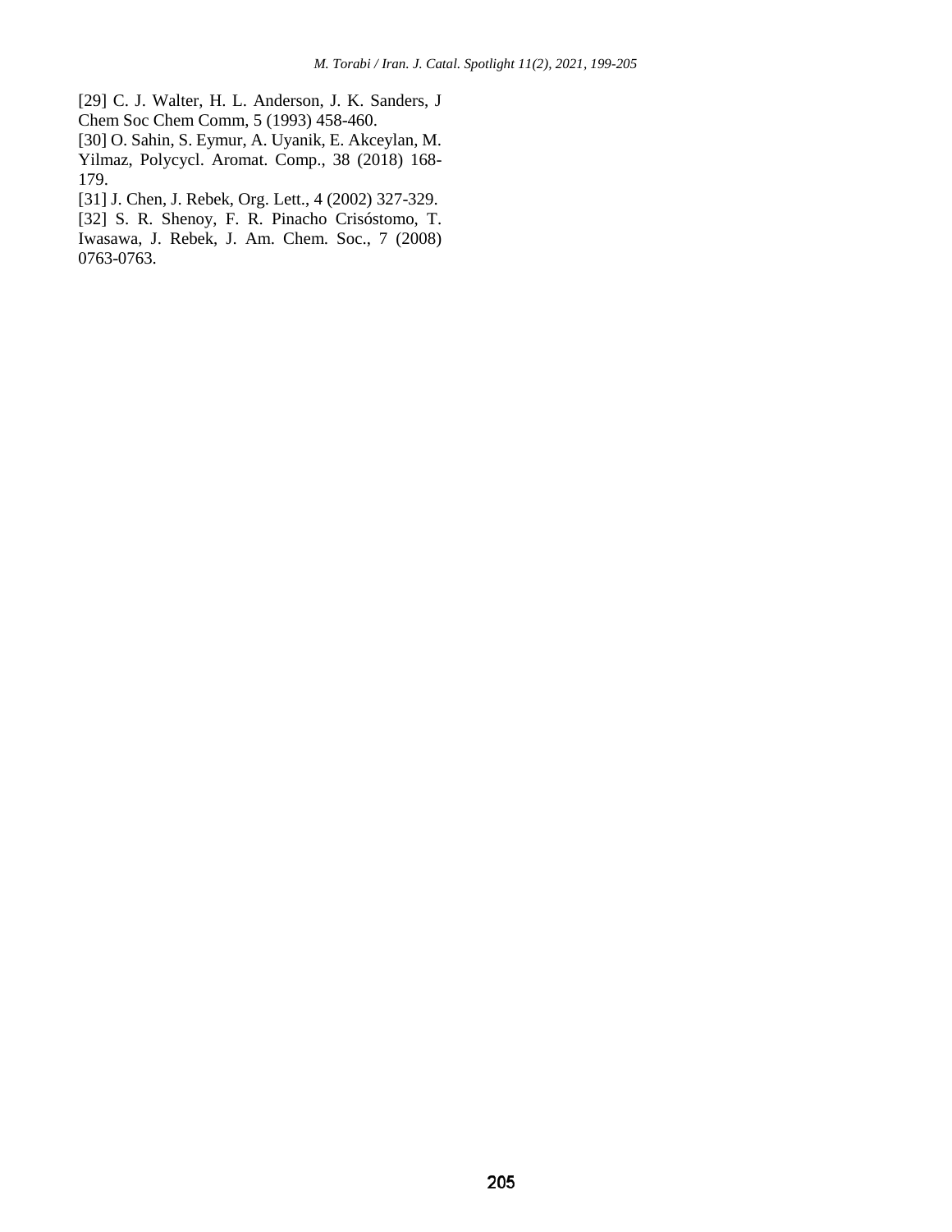[29] C. J. Walter, H. L. Anderson, J. K. Sanders, J Chem Soc Chem Comm, 5 (1993) 458-460.

[30] O. Sahin, S. Eymur, A. Uyanik, E. Akceylan, M. Yilmaz, Polycycl. Aromat. Comp., 38 (2018) 168-179.

[31] J. Chen, J. Rebek, Org. Lett., 4 (2002) 327-329.

[32] S. R. Shenoy, F. R. Pinacho Crisóstomo, T. Iwasawa, J. Rebek, J. Am. Chem. Soc., 7 (2008) 0763-0763.